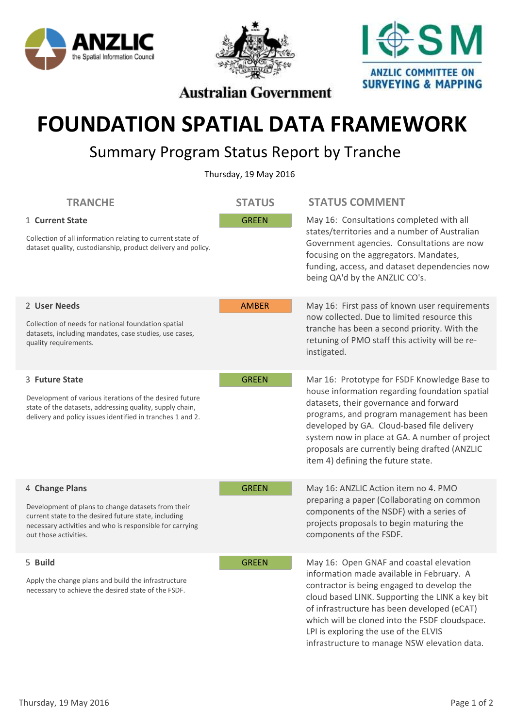ANZLIC the Spatial Information Council

Australian Government

ICSM ANZLIC COMMITTEE ON SURVEYING & MAPPING

# FOUNDATION SPATIAL DATA FRAMEWORK

## Summary Program Status Report by Tranche

Thursday, 19 May 2016

| TRANCHE | STATUS | STATUS COMMENT |
|---|---|---|
| 1 **Current State**<br><br>Collection of all information relating to current state of dataset quality, custodianship, product delivery and policy. | GREEN | May 16: Consultations completed with all states/territories and a number of Australian Government agencies. Consultations are now focusing on the aggregators. Mandates, funding, access, and dataset dependencies now being QA'd by the ANZLIC CO's. |
| 2 **User Needs**<br><br>Collection of needs for national foundation spatial datasets, including mandates, case studies, use cases, quality requirements. | AMBER | May 16: First pass of known user requirements now collected. Due to limited resource this tranche has been a second priority. With the retuning of PMO staff this activity will be re-instigated. |
| 3 **Future State**<br><br>Development of various iterations of the desired future state of the datasets, addressing quality, supply chain, delivery and policy issues identified in tranches 1 and 2. | GREEN | Mar 16: Prototype for FSDF Knowledge Base to house information regarding foundation spatial datasets, their governance and forward programs, and program management has been developed by GA. Cloud-based file delivery system now in place at GA. A number of project proposals are currently being drafted (ANZLIC item 4) defining the future state. |
| 4 **Change Plans**<br><br>Development of plans to change datasets from their current state to the desired future state, including necessary activities and who is responsible for carrying out those activities. | GREEN | May 16: ANZLIC Action item no 4. PMO preparing a paper (Collaborating on common components of the NSDF) with a series of projects proposals to begin maturing the components of the FSDF. |
| 5 **Build**<br><br>Apply the change plans and build the infrastructure necessary to achieve the desired state of the FSDF. | GREEN | May 16: Open GNAF and coastal elevation information made available in February. A contractor is being engaged to develop the cloud based LINK. Supporting the LINK a key bit of infrastructure has been developed (eCAT) which will be cloned into the FSDF cloudspace. LPI is exploring the use of the ELVIS infrastructure to manage NSW elevation data. |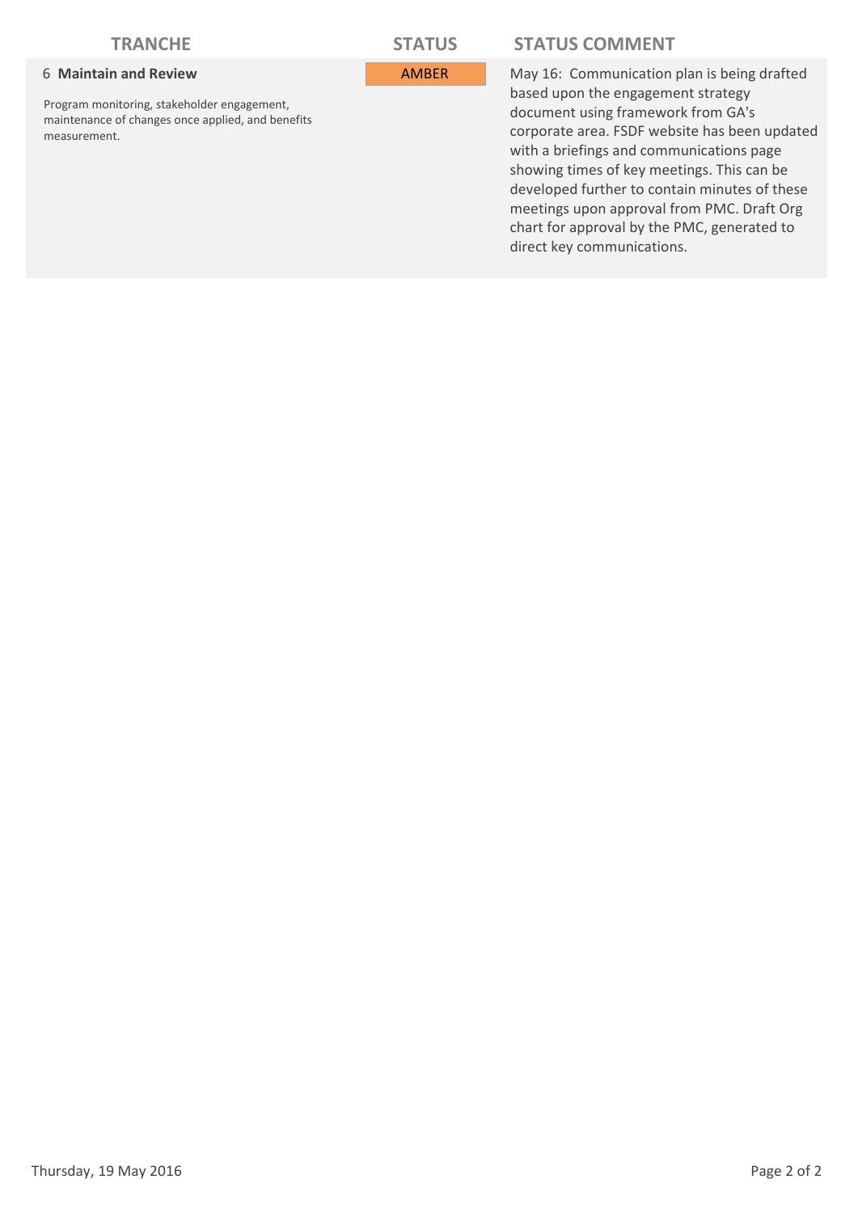| TRANCHE | STATUS | STATUS COMMENT |
| --- | --- | --- |
| 6 **Maintain and Review**<br><br>Program monitoring, stakeholder engagement, maintenance of changes once applied, and benefits measurement. | AMBER | May 16: Communication plan is being drafted based upon the engagement strategy document using framework from GA's corporate area. FSDF website has been updated with a briefings and communications page showing times of key meetings. This can be developed further to contain minutes of these meetings upon approval from PMC. Draft Org chart for approval by the PMC, generated to direct key communications. |

Thursday, 19 May 2016